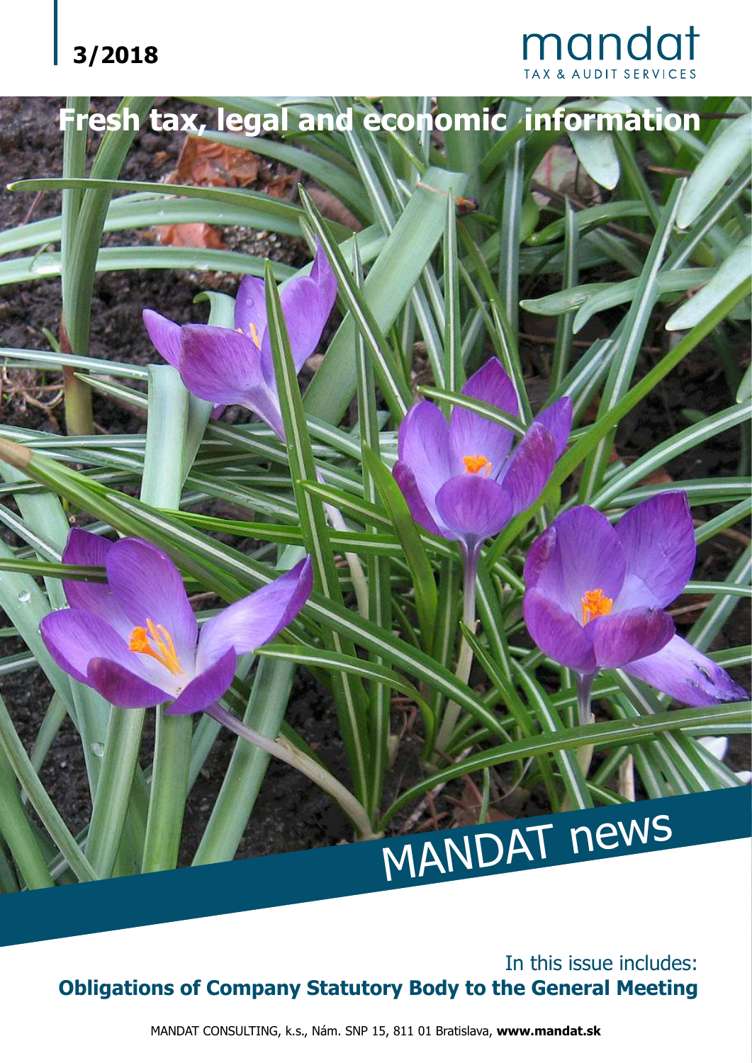3/2018

mandat
TAX & AUDIT SERVICES

# Fresh tax, legal and economic information

MANDAT news

In this issue includes:
**Obligations of Company Statutory Body to the General Meeting**

MANDAT CONSULTING, k.s., Nám. SNP 15, 811 01 Bratislava, **www.mandat.sk**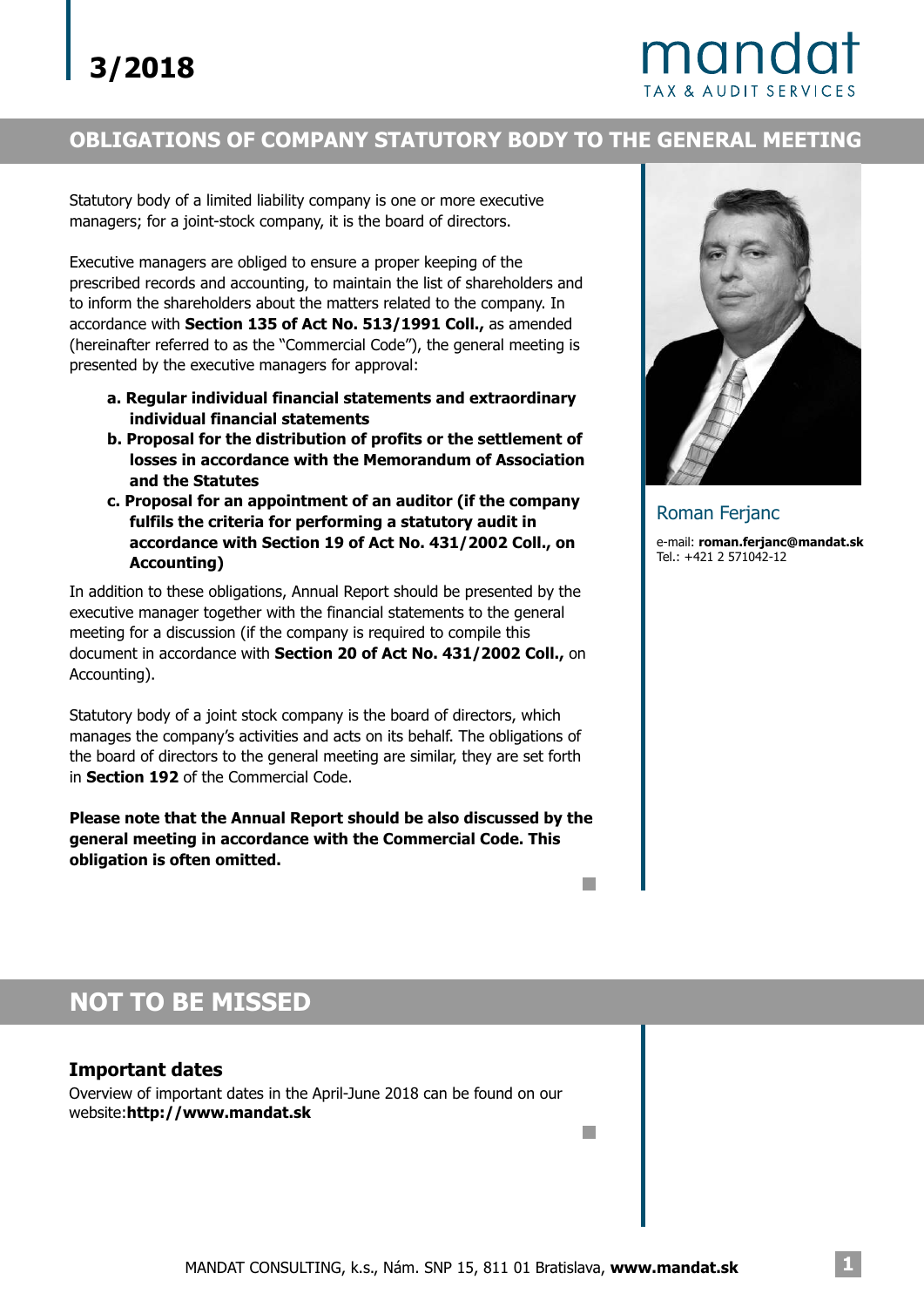# OBLIGATIONS OF COMPANY STATUTORY BODY TO THE GENERAL MEETING

Statutory body of a limited liability company is one or more executive managers; for a joint-stock company, it is the board of directors.

Executive managers are obliged to ensure a proper keeping of the prescribed records and accounting, to maintain the list of shareholders and to inform the shareholders about the matters related to the company. In accordance with **Section 135 of Act No. 513/1991 Coll.,** as amended (hereinafter referred to as the "Commercial Code"), the general meeting is presented by the executive managers for approval:

- **a. Regular individual financial statements and extraordinary individual financial statements**
- **b. Proposal for the distribution of profits or the settlement of losses in accordance with the Memorandum of Association and the Statutes**
- **c. Proposal for an appointment of an auditor (if the company fulfils the criteria for performing a statutory audit in accordance with Section 19 of Act No. 431/2002 Coll., on Accounting)**

In addition to these obligations, Annual Report should be presented by the executive manager together with the financial statements to the general meeting for a discussion (if the company is required to compile this document in accordance with **Section 20 of Act No. 431/2002 Coll.,** on Accounting).

Statutory body of a joint stock company is the board of directors, which manages the company's activities and acts on its behalf. The obligations of the board of directors to the general meeting are similar, they are set forth in **Section 192** of the Commercial Code.

**Please note that the Annual Report should be also discussed by the general meeting in accordance with the Commercial Code. This obligation is often omitted.**

Roman Ferjanc

e-mail: **roman.ferjanc@mandat.sk**
Tel.: +421 2 571042-12

# NOT TO BE MISSED

## Important dates

Overview of important dates in the April-June 2018 can be found on our website:**http://www.mandat.sk**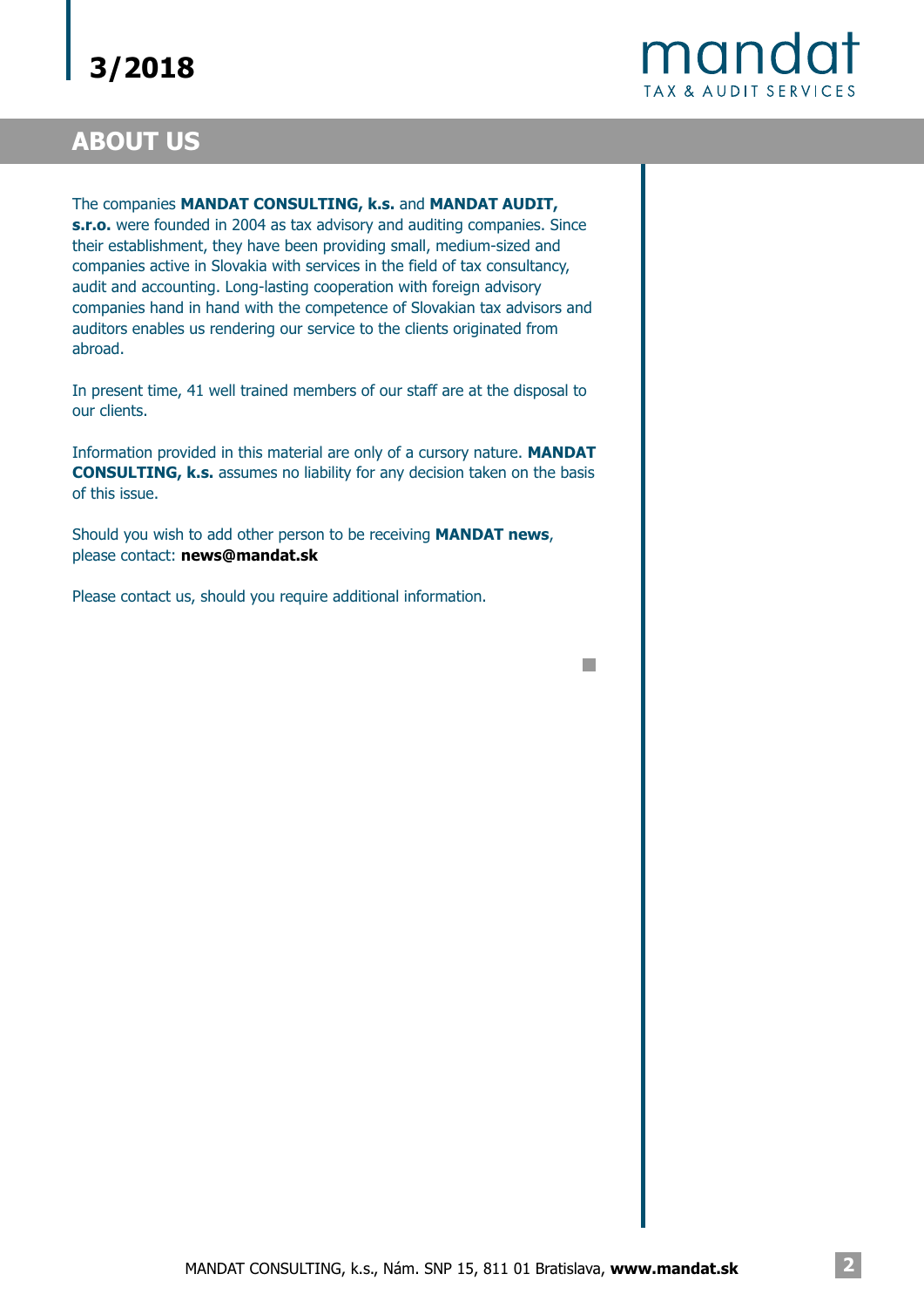## ABOUT US

The companies **MANDAT CONSULTING, k.s.** and **MANDAT AUDIT, s.r.o.** were founded in 2004 as tax advisory and auditing companies. Since their establishment, they have been providing small, medium-sized and companies active in Slovakia with services in the field of tax consultancy, audit and accounting. Long-lasting cooperation with foreign advisory companies hand in hand with the competence of Slovakian tax advisors and auditors enables us rendering our service to the clients originated from abroad.

In present time, 41 well trained members of our staff are at the disposal to our clients.

Information provided in this material are only of a cursory nature. **MANDAT CONSULTING, k.s.** assumes no liability for any decision taken on the basis of this issue.

Should you wish to add other person to be receiving **MANDAT news**, please contact: **news@mandat.sk**

Please contact us, should you require additional information.